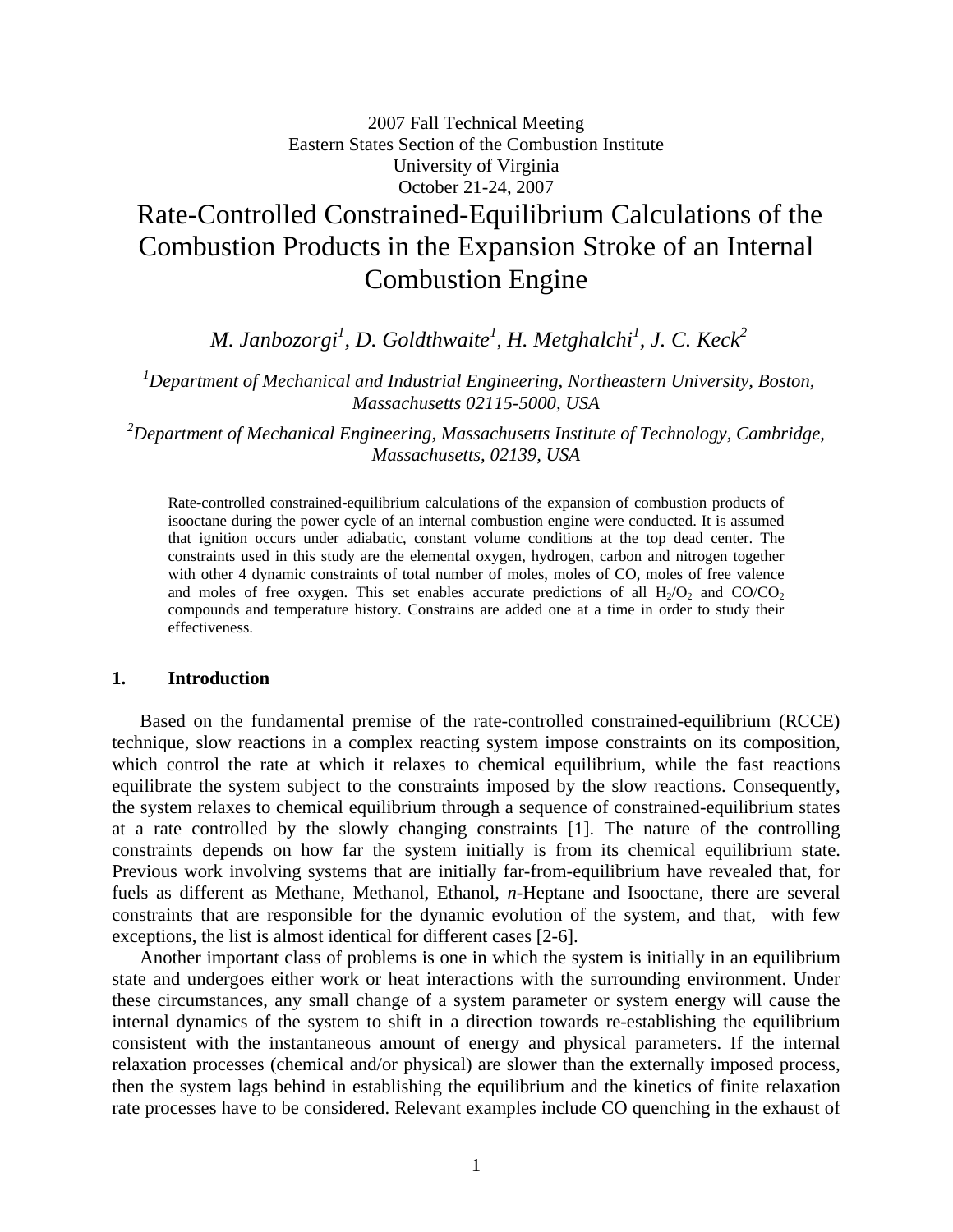2007 Fall Technical Meeting
Eastern States Section of the Combustion Institute
University of Virginia
October 21-24, 2007

# Rate-Controlled Constrained-Equilibrium Calculations of the Combustion Products in the Expansion Stroke of an Internal Combustion Engine

*M. Janbozorgi[1], D. Goldthwaite[1], H. Metghalchi[1], J. C. Keck[2]*

*[1]Department of Mechanical and Industrial Engineering, Northeastern University, Boston, Massachusetts 02115-5000, USA*

*[2]Department of Mechanical Engineering, Massachusetts Institute of Technology, Cambridge, Massachusetts, 02139, USA*

Rate-controlled constrained-equilibrium calculations of the expansion of combustion products of isooctane during the power cycle of an internal combustion engine were conducted. It is assumed that ignition occurs under adiabatic, constant volume conditions at the top dead center. The constraints used in this study are the elemental oxygen, hydrogen, carbon and nitrogen together with other 4 dynamic constraints of total number of moles, moles of CO, moles of free valence and moles of free oxygen. This set enables accurate predictions of all $H_2/O_2$ and $CO/CO_2$ compounds and temperature history. Constrains are added one at a time in order to study their effectiveness.

## 1. Introduction

Based on the fundamental premise of the rate-controlled constrained-equilibrium (RCCE) technique, slow reactions in a complex reacting system impose constraints on its composition, which control the rate at which it relaxes to chemical equilibrium, while the fast reactions equilibrate the system subject to the constraints imposed by the slow reactions. Consequently, the system relaxes to chemical equilibrium through a sequence of constrained-equilibrium states at a rate controlled by the slowly changing constraints [1]. The nature of the controlling constraints depends on how far the system initially is from its chemical equilibrium state. Previous work involving systems that are initially far-from-equilibrium have revealed that, for fuels as different as Methane, Methanol, Ethanol, *n*-Heptane and Isooctane, there are several constraints that are responsible for the dynamic evolution of the system, and that, with few exceptions, the list is almost identical for different cases [2-6].

Another important class of problems is one in which the system is initially in an equilibrium state and undergoes either work or heat interactions with the surrounding environment. Under these circumstances, any small change of a system parameter or system energy will cause the internal dynamics of the system to shift in a direction towards re-establishing the equilibrium consistent with the instantaneous amount of energy and physical parameters. If the internal relaxation processes (chemical and/or physical) are slower than the externally imposed process, then the system lags behind in establishing the equilibrium and the kinetics of finite relaxation rate processes have to be considered. Relevant examples include CO quenching in the exhaust of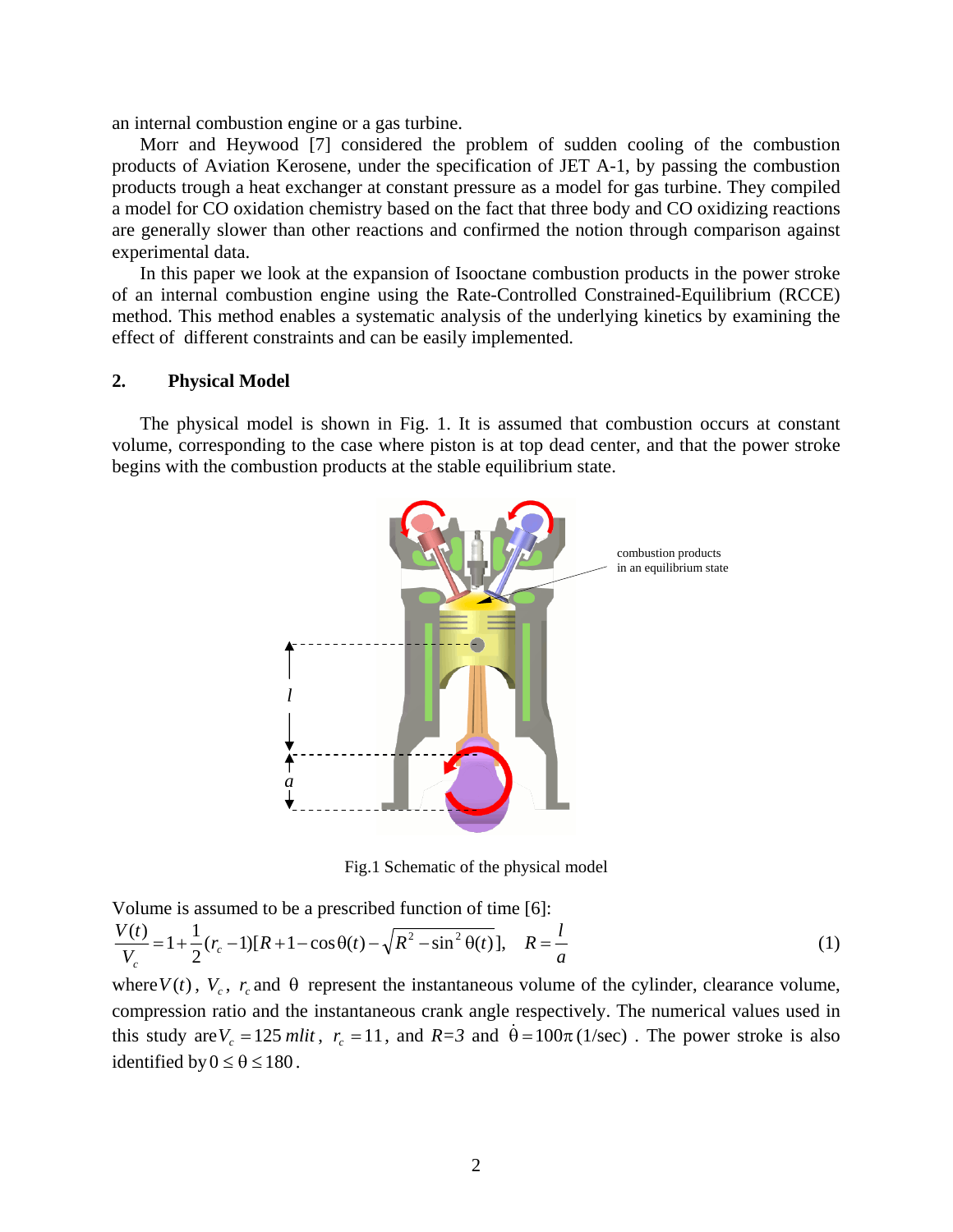an internal combustion engine or a gas turbine.

Morr and Heywood [7] considered the problem of sudden cooling of the combustion products of Aviation Kerosene, under the specification of JET A-1, by passing the combustion products trough a heat exchanger at constant pressure as a model for gas turbine. They compiled a model for CO oxidation chemistry based on the fact that three body and CO oxidizing reactions are generally slower than other reactions and confirmed the notion through comparison against experimental data.

In this paper we look at the expansion of Isooctane combustion products in the power stroke of an internal combustion engine using the Rate-Controlled Constrained-Equilibrium (RCCE) method. This method enables a systematic analysis of the underlying kinetics by examining the effect of different constraints and can be easily implemented.

## 2. Physical Model

The physical model is shown in Fig. 1. It is assumed that combustion occurs at constant volume, corresponding to the case where piston is at top dead center, and that the power stroke begins with the combustion products at the stable equilibrium state.

Fig.1 Schematic of the physical model

Volume is assumed to be a prescribed function of time [6]:

$$\frac{V(t)}{V_c} = 1 + \frac{1}{2}(r_c - 1)[R + 1 - \cos\theta(t) - \sqrt{R^2 - \sin^2\theta(t)}], \quad R = \frac{l}{a} \tag{1}$$

where $V(t)$, $V_c$, $r_c$ and $\theta$ represent the instantaneous volume of the cylinder, clearance volume, compression ratio and the instantaneous crank angle respectively. The numerical values used in this study are $V_c = 125\ mlit$, $r_c = 11$, and $R$=3 and $\dot{\theta} = 100\pi\,(1/\text{sec})$. The power stroke is also identified by $0 \le \theta \le 180$.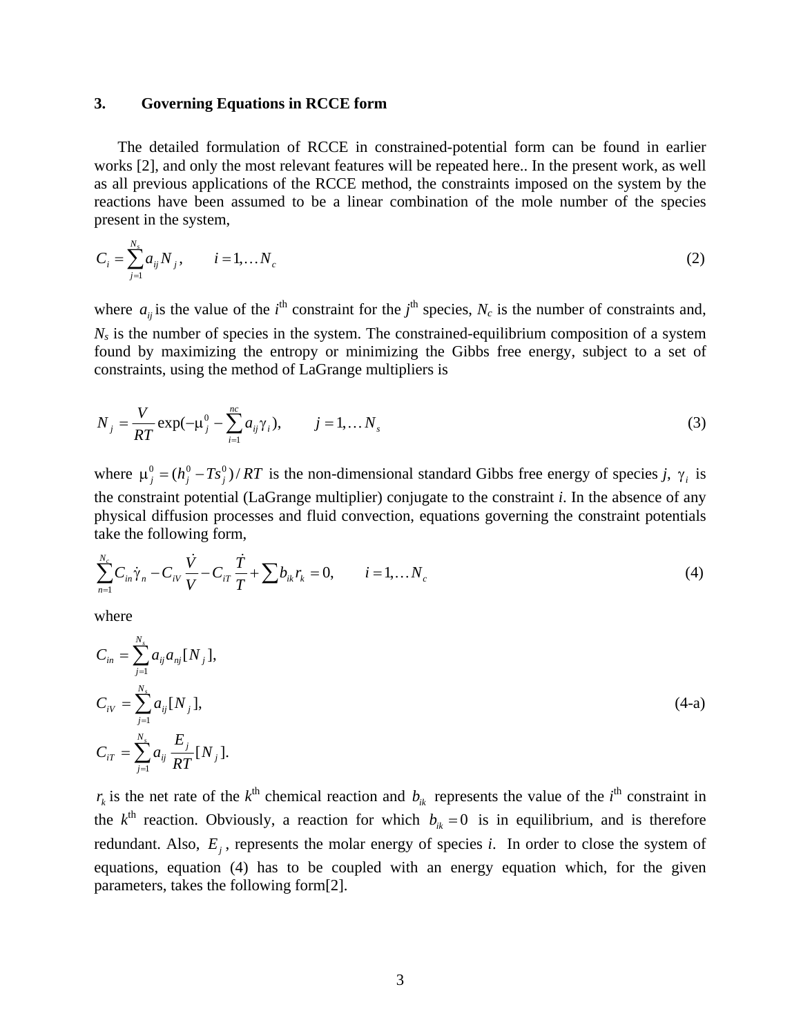### 3. Governing Equations in RCCE form

The detailed formulation of RCCE in constrained-potential form can be found in earlier works [2], and only the most relevant features will be repeated here.. In the present work, as well as all previous applications of the RCCE method, the constraints imposed on the system by the reactions have been assumed to be a linear combination of the mole number of the species present in the system,

$$C_i = \sum_{j=1}^{N_s} a_{ij} N_j, \qquad i = 1, \ldots N_c \tag{2}$$

where $a_{ij}$ is the value of the $i^{\text{th}}$ constraint for the $j^{\text{th}}$ species, $N_c$ is the number of constraints and, $N_s$ is the number of species in the system. The constrained-equilibrium composition of a system found by maximizing the entropy or minimizing the Gibbs free energy, subject to a set of constraints, using the method of LaGrange multipliers is

$$N_j = \frac{V}{RT} \exp(-\mu_j^0 - \sum_{i=1}^{nc} a_{ij} \gamma_i), \qquad j = 1, \ldots N_s \tag{3}$$

where $\mu_j^0 = (h_j^0 - Ts_j^0)/RT$ is the non-dimensional standard Gibbs free energy of species $j$, $\gamma_i$ is the constraint potential (LaGrange multiplier) conjugate to the constraint $i$. In the absence of any physical diffusion processes and fluid convection, equations governing the constraint potentials take the following form,

$$\sum_{n=1}^{N_c} C_{in} \dot{\gamma}_n - C_{iV} \frac{\dot{V}}{V} - C_{iT} \frac{\dot{T}}{T} + \sum b_{ik} r_k = 0, \qquad i = 1, \ldots N_c \tag{4}$$

where

$$\begin{aligned}
C_{in} &= \sum_{j=1}^{N_s} a_{ij} a_{nj} [N_j], \\
C_{iV} &= \sum_{j=1}^{N_s} a_{ij} [N_j], \\
C_{iT} &= \sum_{j=1}^{N_s} a_{ij} \frac{E_j}{RT} [N_j].
\end{aligned} \tag{4-a}$$

$r_k$ is the net rate of the $k^{\text{th}}$ chemical reaction and $b_{ik}$ represents the value of the $i^{\text{th}}$ constraint in the $k^{\text{th}}$ reaction. Obviously, a reaction for which $b_{ik} = 0$ is in equilibrium, and is therefore redundant. Also, $E_j$, represents the molar energy of species $i$. In order to close the system of equations, equation (4) has to be coupled with an energy equation which, for the given parameters, takes the following form[2].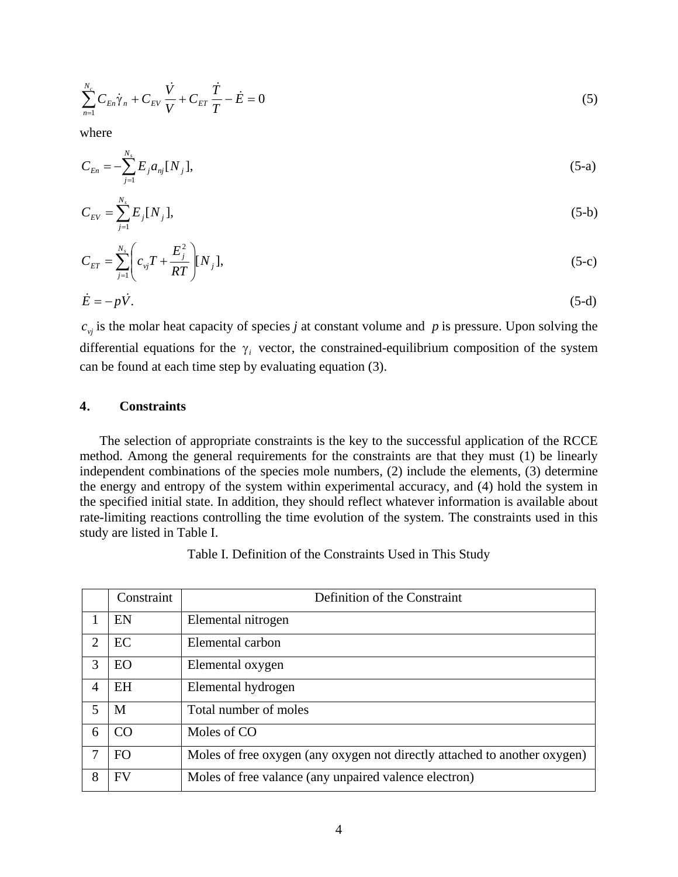$$\sum_{n=1}^{N_c} C_{En}\dot{\gamma}_n + C_{EV}\frac{\dot{V}}{V} + C_{ET}\frac{\dot{T}}{T} - \dot{E} = 0 \tag{5}$$

where

$$C_{En} = -\sum_{j=1}^{N_s} E_j a_{nj}[N_j], \tag{5-a}$$

$$C_{EV} = \sum_{j=1}^{N_s} E_j [N_j], \tag{5-b}$$

$$C_{ET} = \sum_{j=1}^{N_s}\left(c_{vj}T + \frac{E_j^2}{RT}\right)[N_j], \tag{5-c}$$

$$\dot{E} = -p\dot{V}. \tag{5-d}$$

$c_{vj}$ is the molar heat capacity of species *j* at constant volume and $p$ is pressure. Upon solving the differential equations for the $\gamma_i$ vector, the constrained-equilibrium composition of the system can be found at each time step by evaluating equation (3).

## 4. Constraints

The selection of appropriate constraints is the key to the successful application of the RCCE method. Among the general requirements for the constraints are that they must (1) be linearly independent combinations of the species mole numbers, (2) include the elements, (3) determine the energy and entropy of the system within experimental accuracy, and (4) hold the system in the specified initial state. In addition, they should reflect whatever information is available about rate-limiting reactions controlling the time evolution of the system. The constraints used in this study are listed in Table I.

Table I. Definition of the Constraints Used in This Study

| | Constraint | Definition of the Constraint |
|---|---|---|
| 1 | EN | Elemental nitrogen |
| 2 | EC | Elemental carbon |
| 3 | EO | Elemental oxygen |
| 4 | EH | Elemental hydrogen |
| 5 | M | Total number of moles |
| 6 | CO | Moles of CO |
| 7 | FO | Moles of free oxygen (any oxygen not directly attached to another oxygen) |
| 8 | FV | Moles of free valance (any unpaired valence electron) |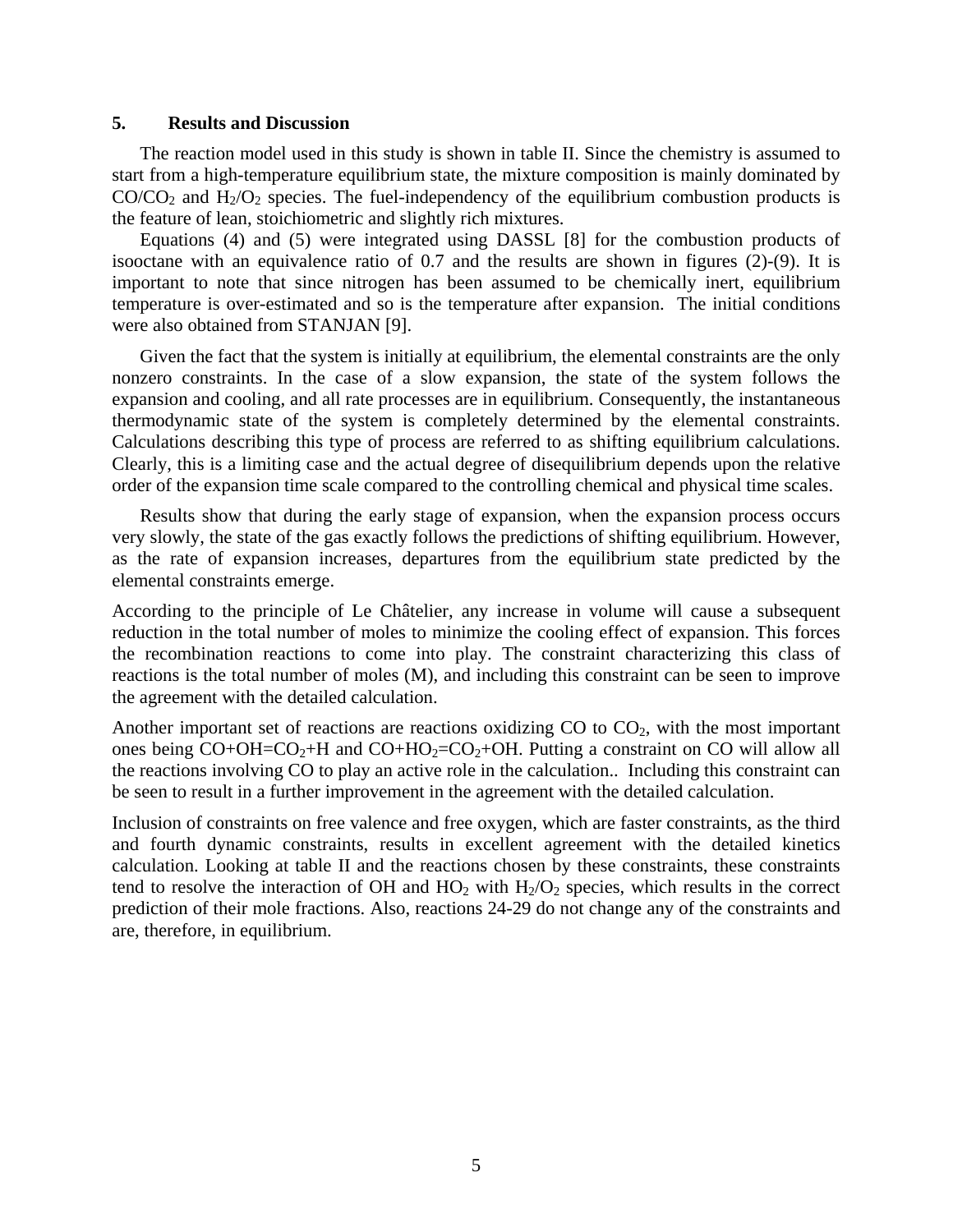## 5. Results and Discussion

The reaction model used in this study is shown in table II. Since the chemistry is assumed to start from a high-temperature equilibrium state, the mixture composition is mainly dominated by $CO/CO_2$ and $H_2/O_2$ species. The fuel-independency of the equilibrium combustion products is the feature of lean, stoichiometric and slightly rich mixtures.

Equations (4) and (5) were integrated using DASSL [8] for the combustion products of isooctane with an equivalence ratio of 0.7 and the results are shown in figures (2)-(9). It is important to note that since nitrogen has been assumed to be chemically inert, equilibrium temperature is over-estimated and so is the temperature after expansion. The initial conditions were also obtained from STANJAN [9].

Given the fact that the system is initially at equilibrium, the elemental constraints are the only nonzero constraints. In the case of a slow expansion, the state of the system follows the expansion and cooling, and all rate processes are in equilibrium. Consequently, the instantaneous thermodynamic state of the system is completely determined by the elemental constraints. Calculations describing this type of process are referred to as shifting equilibrium calculations. Clearly, this is a limiting case and the actual degree of disequilibrium depends upon the relative order of the expansion time scale compared to the controlling chemical and physical time scales.

Results show that during the early stage of expansion, when the expansion process occurs very slowly, the state of the gas exactly follows the predictions of shifting equilibrium. However, as the rate of expansion increases, departures from the equilibrium state predicted by the elemental constraints emerge.

According to the principle of Le Châtelier, any increase in volume will cause a subsequent reduction in the total number of moles to minimize the cooling effect of expansion. This forces the recombination reactions to come into play. The constraint characterizing this class of reactions is the total number of moles (M), and including this constraint can be seen to improve the agreement with the detailed calculation.

Another important set of reactions are reactions oxidizing CO to $CO_2$, with the most important ones being $CO+OH=CO_2+H$ and $CO+HO_2=CO_2+OH$. Putting a constraint on CO will allow all the reactions involving CO to play an active role in the calculation.. Including this constraint can be seen to result in a further improvement in the agreement with the detailed calculation.

Inclusion of constraints on free valence and free oxygen, which are faster constraints, as the third and fourth dynamic constraints, results in excellent agreement with the detailed kinetics calculation. Looking at table II and the reactions chosen by these constraints, these constraints tend to resolve the interaction of OH and $HO_2$ with $H_2/O_2$ species, which results in the correct prediction of their mole fractions. Also, reactions 24-29 do not change any of the constraints and are, therefore, in equilibrium.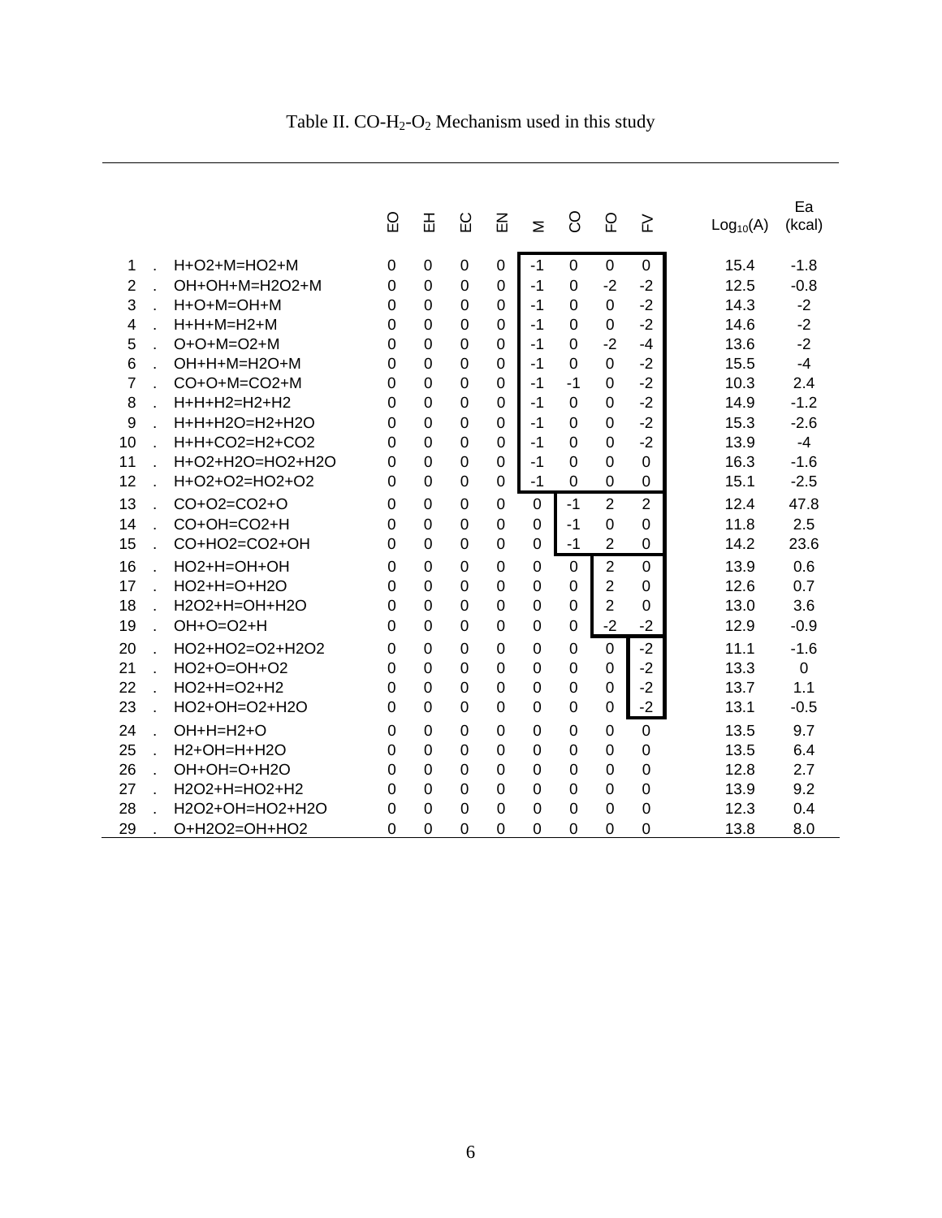Table II. $CO$-$H_2$-$O_2$ Mechanism used in this study

| | | EO | EH | EC | EN | M | CO | FO | FV | $Log_{10}(A)$ | Ea (kcal) |
|---|---|---|---|---|---|---|---|---|---|---|---|
| 1 | H+O2+M=HO2+M | 0 | 0 | 0 | 0 | -1 | 0 | 0 | 0 | 15.4 | -1.8 |
| 2 | OH+OH+M=H2O2+M | 0 | 0 | 0 | 0 | -1 | 0 | -2 | -2 | 12.5 | -0.8 |
| 3 | H+O+M=OH+M | 0 | 0 | 0 | 0 | -1 | 0 | 0 | -2 | 14.3 | -2 |
| 4 | H+H+M=H2+M | 0 | 0 | 0 | 0 | -1 | 0 | 0 | -2 | 14.6 | -2 |
| 5 | O+O+M=O2+M | 0 | 0 | 0 | 0 | -1 | 0 | -2 | -4 | 13.6 | -2 |
| 6 | OH+H+M=H2O+M | 0 | 0 | 0 | 0 | -1 | 0 | 0 | -2 | 15.5 | -4 |
| 7 | CO+O+M=CO2+M | 0 | 0 | 0 | 0 | -1 | -1 | 0 | -2 | 10.3 | 2.4 |
| 8 | H+H+H2=H2+H2 | 0 | 0 | 0 | 0 | -1 | 0 | 0 | -2 | 14.9 | -1.2 |
| 9 | H+H+H2O=H2+H2O | 0 | 0 | 0 | 0 | -1 | 0 | 0 | -2 | 15.3 | -2.6 |
| 10 | H+H+CO2=H2+CO2 | 0 | 0 | 0 | 0 | -1 | 0 | 0 | -2 | 13.9 | -4 |
| 11 | H+O2+H2O=HO2+H2O | 0 | 0 | 0 | 0 | -1 | 0 | 0 | 0 | 16.3 | -1.6 |
| 12 | H+O2+O2=HO2+O2 | 0 | 0 | 0 | 0 | -1 | 0 | 0 | 0 | 15.1 | -2.5 |
| 13 | CO+O2=CO2+O | 0 | 0 | 0 | 0 | 0 | -1 | 2 | 2 | 12.4 | 47.8 |
| 14 | CO+OH=CO2+H | 0 | 0 | 0 | 0 | 0 | -1 | 0 | 0 | 11.8 | 2.5 |
| 15 | CO+HO2=CO2+OH | 0 | 0 | 0 | 0 | 0 | -1 | 2 | 0 | 14.2 | 23.6 |
| 16 | HO2+H=OH+OH | 0 | 0 | 0 | 0 | 0 | 0 | 2 | 0 | 13.9 | 0.6 |
| 17 | HO2+H=O+H2O | 0 | 0 | 0 | 0 | 0 | 0 | 2 | 0 | 12.6 | 0.7 |
| 18 | H2O2+H=OH+H2O | 0 | 0 | 0 | 0 | 0 | 0 | 2 | 0 | 13.0 | 3.6 |
| 19 | OH+O=O2+H | 0 | 0 | 0 | 0 | 0 | 0 | -2 | -2 | 12.9 | -0.9 |
| 20 | HO2+HO2=O2+H2O2 | 0 | 0 | 0 | 0 | 0 | 0 | 0 | -2 | 11.1 | -1.6 |
| 21 | HO2+O=OH+O2 | 0 | 0 | 0 | 0 | 0 | 0 | 0 | -2 | 13.3 | 0 |
| 22 | HO2+H=O2+H2 | 0 | 0 | 0 | 0 | 0 | 0 | 0 | -2 | 13.7 | 1.1 |
| 23 | HO2+OH=O2+H2O | 0 | 0 | 0 | 0 | 0 | 0 | 0 | -2 | 13.1 | -0.5 |
| 24 | OH+H=H2+O | 0 | 0 | 0 | 0 | 0 | 0 | 0 | 0 | 13.5 | 9.7 |
| 25 | H2+OH=H+H2O | 0 | 0 | 0 | 0 | 0 | 0 | 0 | 0 | 13.5 | 6.4 |
| 26 | OH+OH=O+H2O | 0 | 0 | 0 | 0 | 0 | 0 | 0 | 0 | 12.8 | 2.7 |
| 27 | H2O2+H=HO2+H2 | 0 | 0 | 0 | 0 | 0 | 0 | 0 | 0 | 13.9 | 9.2 |
| 28 | H2O2+OH=HO2+H2O | 0 | 0 | 0 | 0 | 0 | 0 | 0 | 0 | 12.3 | 0.4 |
| 29 | O+H2O2=OH+HO2 | 0 | 0 | 0 | 0 | 0 | 0 | 0 | 0 | 13.8 | 8.0 |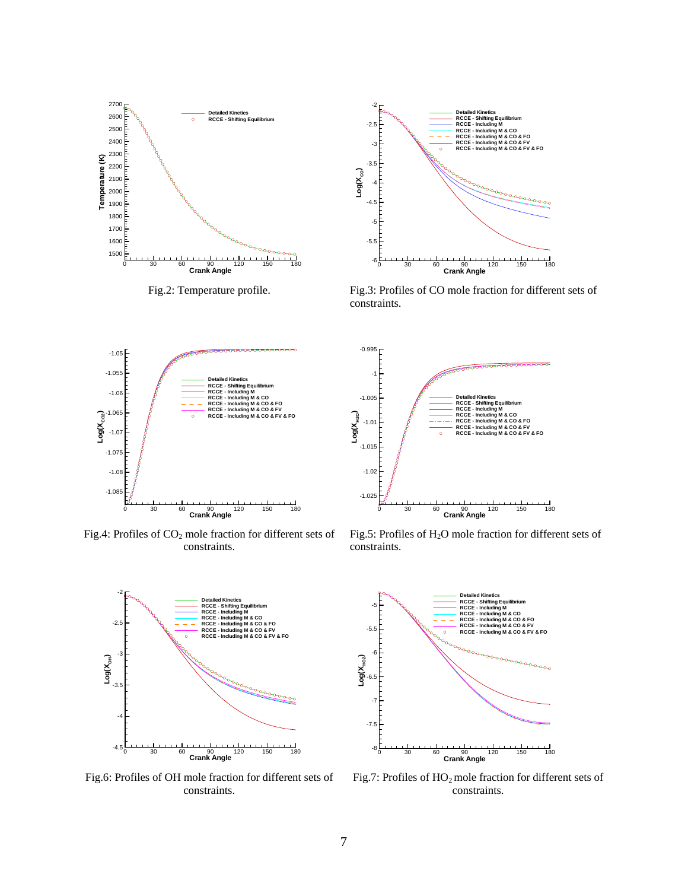Fig.2: Temperature profile.

Fig.3: Profiles of CO mole fraction for different sets of constraints.

Fig.4: Profiles of $CO_2$ mole fraction for different sets of constraints.

Fig.5: Profiles of $H_2O$ mole fraction for different sets of constraints.

Fig.6: Profiles of OH mole fraction for different sets of constraints.

Fig.7: Profiles of $HO_2$ mole fraction for different sets of constraints.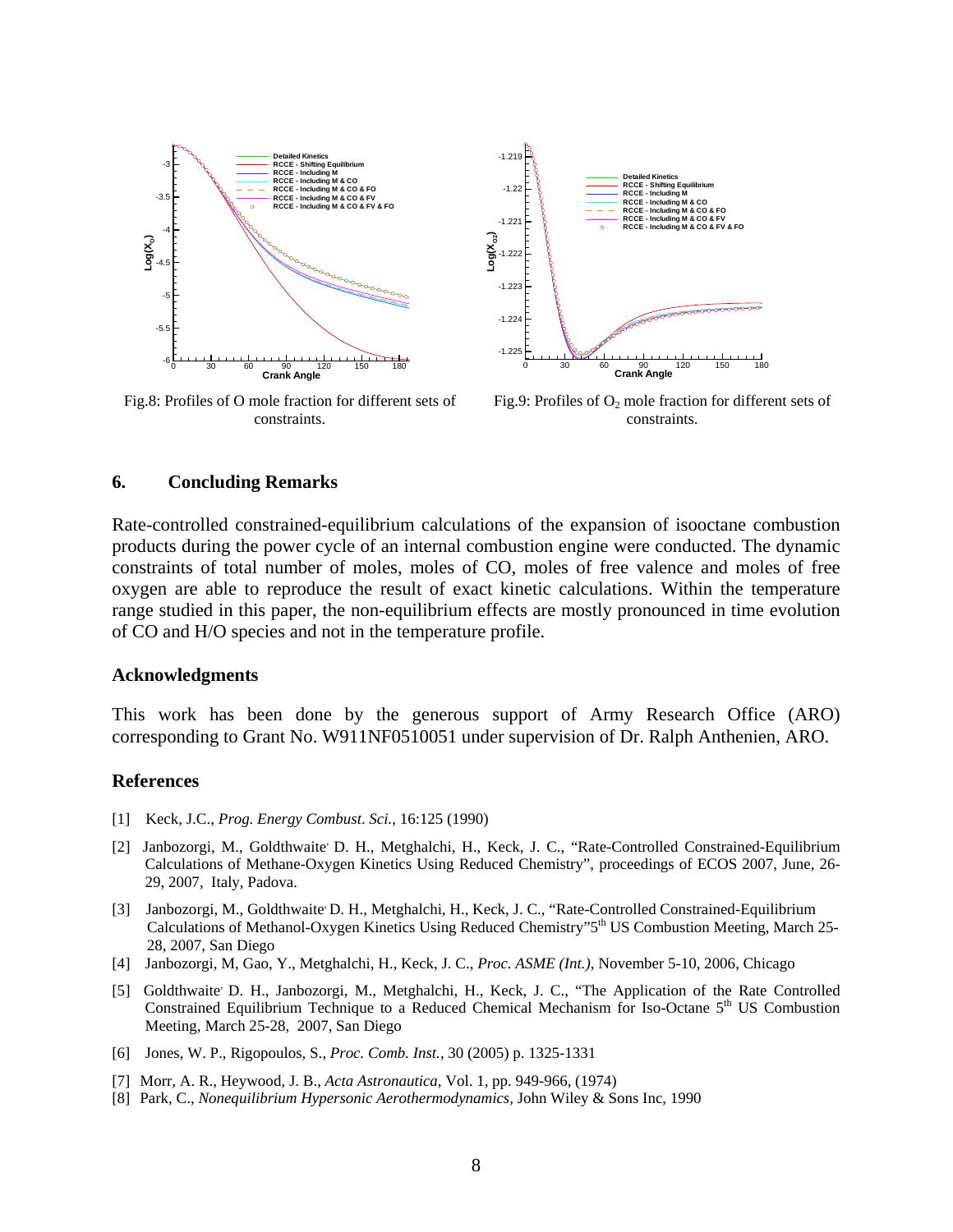Fig.8: Profiles of O mole fraction for different sets of constraints.

Fig.9: Profiles of $O_2$ mole fraction for different sets of constraints.

## 6. Concluding Remarks

Rate-controlled constrained-equilibrium calculations of the expansion of isooctane combustion products during the power cycle of an internal combustion engine were conducted. The dynamic constraints of total number of moles, moles of CO, moles of free valence and moles of free oxygen are able to reproduce the result of exact kinetic calculations. Within the temperature range studied in this paper, the non-equilibrium effects are mostly pronounced in time evolution of CO and H/O species and not in the temperature profile.

### Acknowledgments

This work has been done by the generous support of Army Research Office (ARO) corresponding to Grant No. W911NF0510051 under supervision of Dr. Ralph Anthenien, ARO.

### References

[1] Keck, J.C., *Prog. Energy Combust. Sci.*, 16:125 (1990)

[2] Janbozorgi, M., Goldthwaite, D. H., Metghalchi, H., Keck, J. C., "Rate-Controlled Constrained-Equilibrium Calculations of Methane-Oxygen Kinetics Using Reduced Chemistry", proceedings of ECOS 2007, June, 26-29, 2007, Italy, Padova.

[3] Janbozorgi, M., Goldthwaite, D. H., Metghalchi, H., Keck, J. C., "Rate-Controlled Constrained-Equilibrium Calculations of Methanol-Oxygen Kinetics Using Reduced Chemistry" 5th US Combustion Meeting, March 25-28, 2007, San Diego

[4] Janbozorgi, M, Gao, Y., Metghalchi, H., Keck, J. C., *Proc. ASME (Int.)*, November 5-10, 2006, Chicago

[5] Goldthwaite, D. H., Janbozorgi, M., Metghalchi, H., Keck, J. C., "The Application of the Rate Controlled Constrained Equilibrium Technique to a Reduced Chemical Mechanism for Iso-Octane 5th US Combustion Meeting, March 25-28, 2007, San Diego

[6] Jones, W. P., Rigopoulos, S., *Proc. Comb. Inst.*, 30 (2005) p. 1325-1331

[7] Morr, A. R., Heywood, J. B., *Acta Astronautica*, Vol. 1, pp. 949-966, (1974)

[8] Park, C., *Nonequilibrium Hypersonic Aerothermodynamics*, John Wiley & Sons Inc, 1990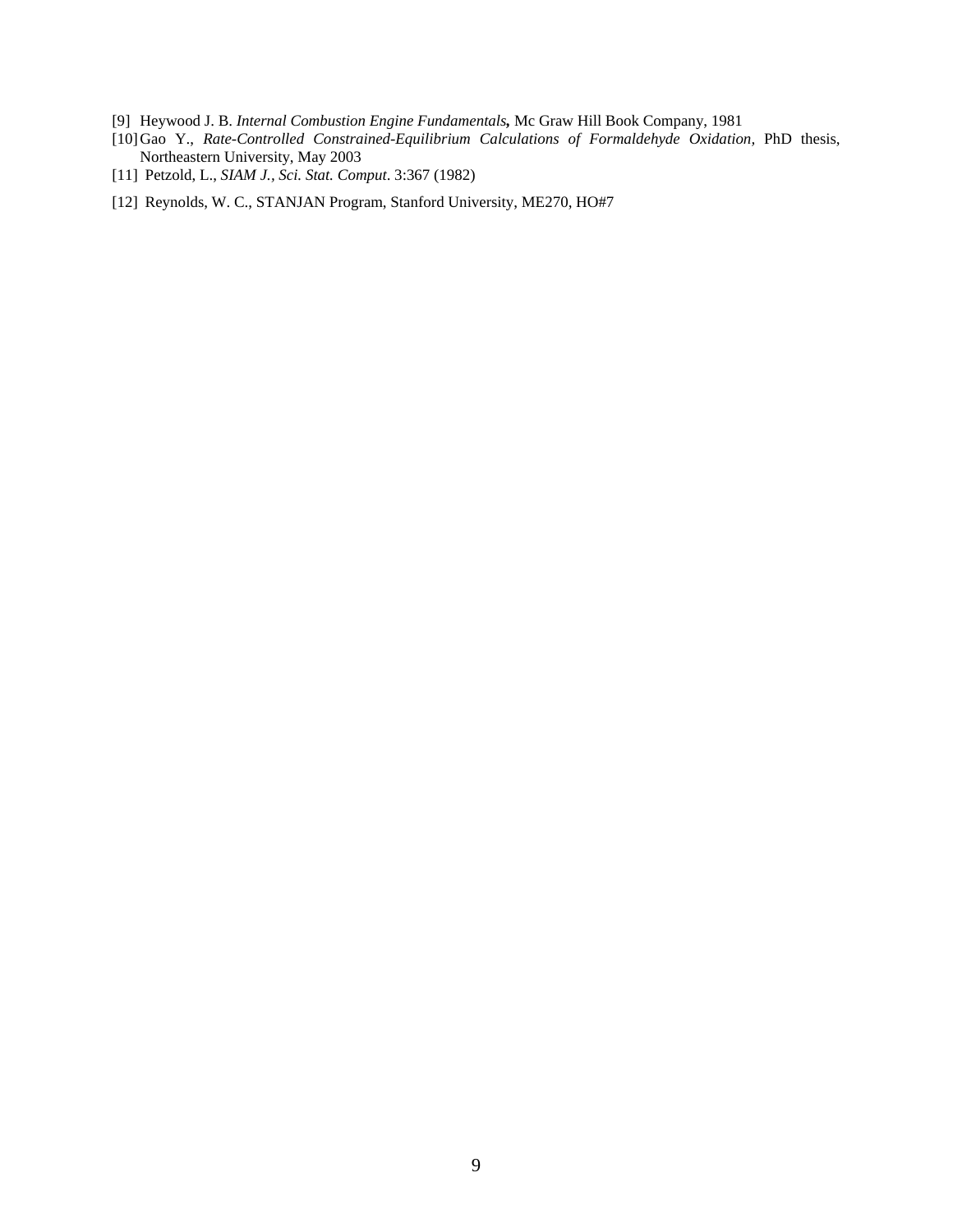[9] Heywood J. B. *Internal Combustion Engine Fundamentals***,** Mc Graw Hill Book Company, 1981

[10] Gao Y., *Rate-Controlled Constrained-Equilibrium Calculations of Formaldehyde Oxidation,* PhD thesis, Northeastern University, May 2003

[11] Petzold, L., *SIAM J., Sci. Stat. Comput*. 3:367 (1982)

[12] Reynolds, W. C., STANJAN Program, Stanford University, ME270, HO#7